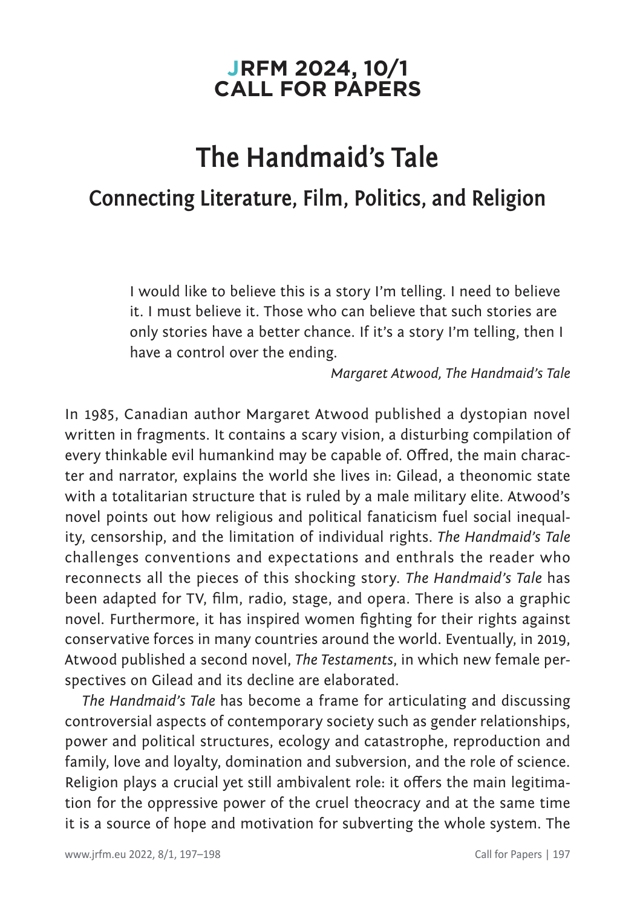**JRFM 2024, 10/1**
**CALL FOR PAPERS**

# The Handmaid's Tale

## Connecting Literature, Film, Politics, and Religion

> I would like to believe this is a story I'm telling. I need to believe it. I must believe it. Those who can believe that such stories are only stories have a better chance. If it's a story I'm telling, then I have a control over the ending.
>
> *Margaret Atwood, The Handmaid's Tale*

In 1985, Canadian author Margaret Atwood published a dystopian novel written in fragments. It contains a scary vision, a disturbing compilation of every thinkable evil humankind may be capable of. Offred, the main character and narrator, explains the world she lives in: Gilead, a theonomic state with a totalitarian structure that is ruled by a male military elite. Atwood's novel points out how religious and political fanaticism fuel social inequality, censorship, and the limitation of individual rights. *The Handmaid's Tale* challenges conventions and expectations and enthrals the reader who reconnects all the pieces of this shocking story. *The Handmaid's Tale* has been adapted for TV, film, radio, stage, and opera. There is also a graphic novel. Furthermore, it has inspired women fighting for their rights against conservative forces in many countries around the world. Eventually, in 2019, Atwood published a second novel, *The Testaments*, in which new female perspectives on Gilead and its decline are elaborated.

*The Handmaid's Tale* has become a frame for articulating and discussing controversial aspects of contemporary society such as gender relationships, power and political structures, ecology and catastrophe, reproduction and family, love and loyalty, domination and subversion, and the role of science. Religion plays a crucial yet still ambivalent role: it offers the main legitimation for the oppressive power of the cruel theocracy and at the same time it is a source of hope and motivation for subverting the whole system. The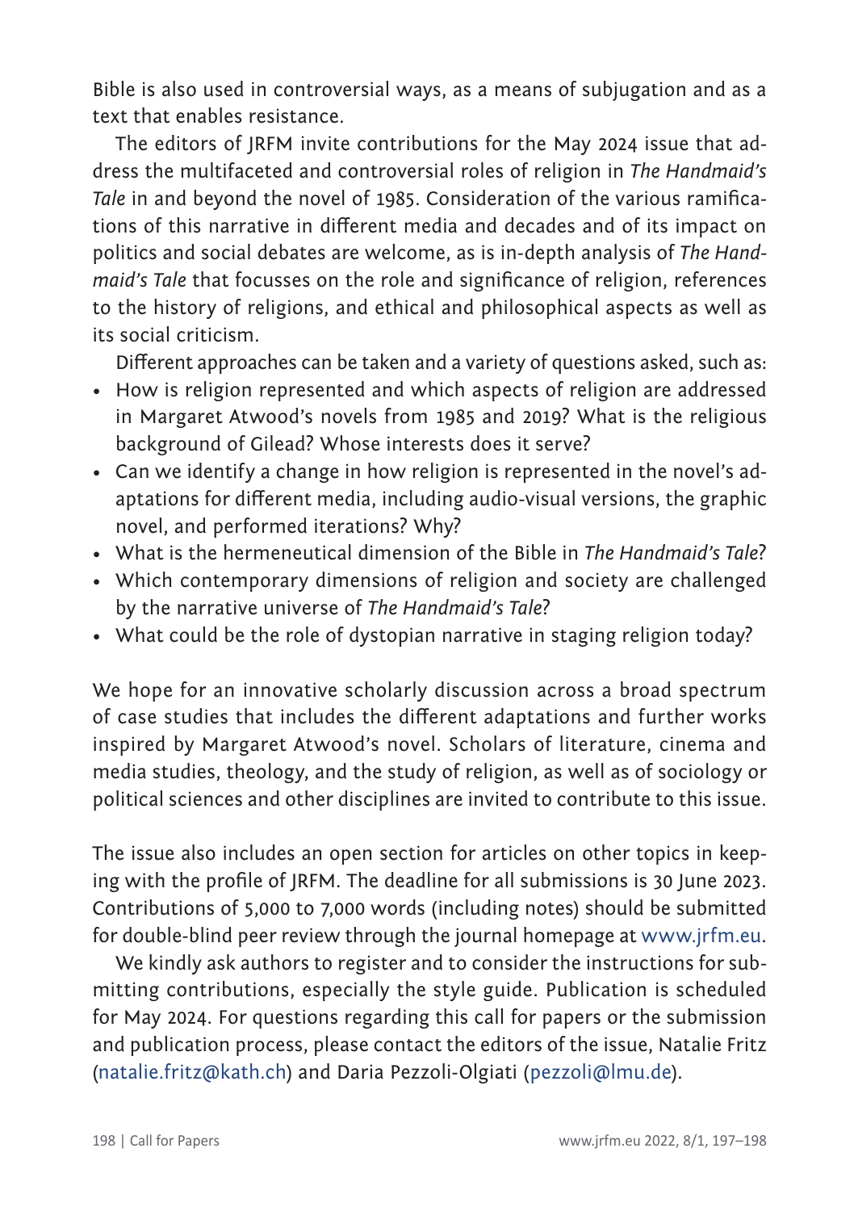Bible is also used in controversial ways, as a means of subjugation and as a text that enables resistance.

The editors of JRFM invite contributions for the May 2024 issue that address the multifaceted and controversial roles of religion in *The Handmaid's Tale* in and beyond the novel of 1985. Consideration of the various ramifications of this narrative in different media and decades and of its impact on politics and social debates are welcome, as is in-depth analysis of *The Handmaid's Tale* that focusses on the role and significance of religion, references to the history of religions, and ethical and philosophical aspects as well as its social criticism.

Different approaches can be taken and a variety of questions asked, such as:

- How is religion represented and which aspects of religion are addressed in Margaret Atwood's novels from 1985 and 2019? What is the religious background of Gilead? Whose interests does it serve?
- Can we identify a change in how religion is represented in the novel's adaptations for different media, including audio-visual versions, the graphic novel, and performed iterations? Why?
- What is the hermeneutical dimension of the Bible in *The Handmaid's Tale*?
- Which contemporary dimensions of religion and society are challenged by the narrative universe of *The Handmaid's Tale*?
- What could be the role of dystopian narrative in staging religion today?

We hope for an innovative scholarly discussion across a broad spectrum of case studies that includes the different adaptations and further works inspired by Margaret Atwood's novel. Scholars of literature, cinema and media studies, theology, and the study of religion, as well as of sociology or political sciences and other disciplines are invited to contribute to this issue.

The issue also includes an open section for articles on other topics in keeping with the profile of JRFM. The deadline for all submissions is 30 June 2023. Contributions of 5,000 to 7,000 words (including notes) should be submitted for double-blind peer review through the journal homepage at www.jrfm.eu.

We kindly ask authors to register and to consider the instructions for submitting contributions, especially the style guide. Publication is scheduled for May 2024. For questions regarding this call for papers or the submission and publication process, please contact the editors of the issue, Natalie Fritz (natalie.fritz@kath.ch) and Daria Pezzoli-Olgiati (pezzoli@lmu.de).